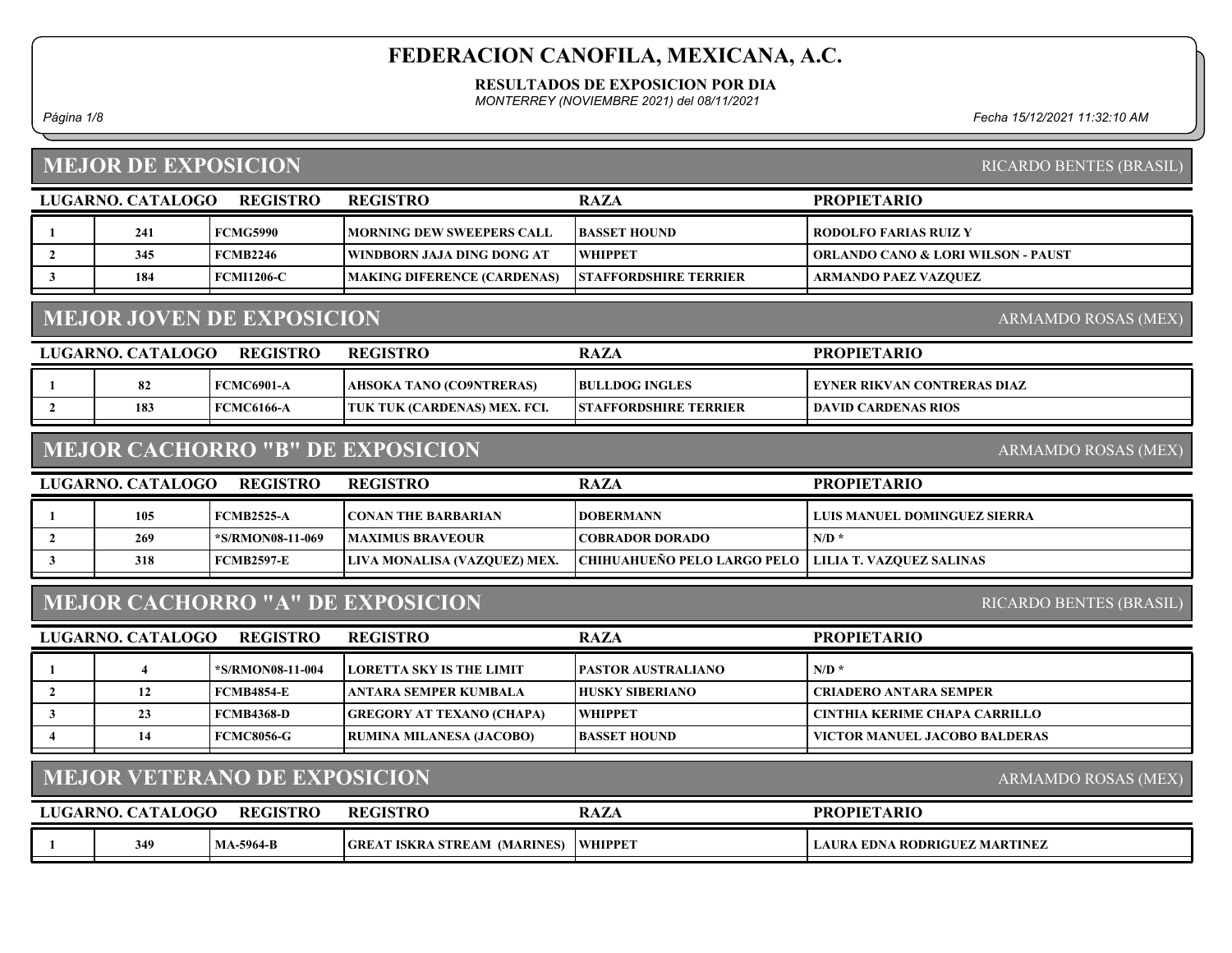# FEDERACION CANOFILA, MEXICANA, A.C.

**RESULTADOS DE EXPOSICION POR DIA**

*MONTERREY (NOVIEMBRE 2021) del 08/11/2021*

*Fecha 15/12/2021 11:32:10 AM*

## MEJOR DE EXPOSICION

RICARDO BENTES (BRASIL)

| LUGAR | NO. CATALOGO | REGISTRO | REGISTRO | RAZA | PROPIETARIO |
|---|---|---|---|---|---|
| 1 | 241 | FCMG5990 | MORNING DEW SWEEPERS CALL | BASSET HOUND | RODOLFO FARIAS RUIZ Y |
| 2 | 345 | FCMB2246 | WINDBORN JAJA DING DONG AT | WHIPPET | ORLANDO CANO & LORI WILSON - PAUST |
| 3 | 184 | FCMI1206-C | MAKING DIFERENCE (CARDENAS) | STAFFORDSHIRE TERRIER | ARMANDO PAEZ VAZQUEZ |

## MEJOR JOVEN DE EXPOSICION

ARMAMDO ROSAS (MEX)

| LUGAR | NO. CATALOGO | REGISTRO | REGISTRO | RAZA | PROPIETARIO |
|---|---|---|---|---|---|
| 1 | 82 | FCMC6901-A | AHSOKA TANO (CO9NTRERAS) | BULLDOG INGLES | EYNER RIKVAN CONTRERAS DIAZ |
| 2 | 183 | FCMC6166-A | TUK TUK (CARDENAS) MEX. FCI. | STAFFORDSHIRE TERRIER | DAVID CARDENAS RIOS |

## MEJOR CACHORRO "B" DE EXPOSICION

ARMAMDO ROSAS (MEX)

| LUGAR | NO. CATALOGO | REGISTRO | REGISTRO | RAZA | PROPIETARIO |
|---|---|---|---|---|---|
| 1 | 105 | FCMB2525-A | CONAN THE BARBARIAN | DOBERMANN | LUIS MANUEL DOMINGUEZ SIERRA |
| 2 | 269 | *S/RMON08-11-069 | MAXIMUS BRAVEOUR | COBRADOR DORADO | N/D * |
| 3 | 318 | FCMB2597-E | LIVA MONALISA (VAZQUEZ) MEX. | CHIHUAHUEÑO PELO LARGO PELO | LILIA T. VAZQUEZ SALINAS |

## MEJOR CACHORRO "A" DE EXPOSICION

RICARDO BENTES (BRASIL)

| LUGAR | NO. CATALOGO | REGISTRO | REGISTRO | RAZA | PROPIETARIO |
|---|---|---|---|---|---|
| 1 | 4 | *S/RMON08-11-004 | LORETTA SKY IS THE LIMIT | PASTOR AUSTRALIANO | N/D * |
| 2 | 12 | FCMB4854-E | ANTARA SEMPER KUMBALA | HUSKY SIBERIANO | CRIADERO ANTARA SEMPER |
| 3 | 23 | FCMB4368-D | GREGORY AT TEXANO (CHAPA) | WHIPPET | CINTHIA KERIME CHAPA CARRILLO |
| 4 | 14 | FCMC8056-G | RUMINA MILANESA (JACOBO) | BASSET HOUND | VICTOR MANUEL JACOBO BALDERAS |

## MEJOR VETERANO DE EXPOSICION

ARMAMDO ROSAS (MEX)

| LUGAR | NO. CATALOGO | REGISTRO | REGISTRO | RAZA | PROPIETARIO |
|---|---|---|---|---|---|
| 1 | 349 | MA-5964-B | GREAT ISKRA STREAM (MARINES) | WHIPPET | LAURA EDNA RODRIGUEZ MARTINEZ |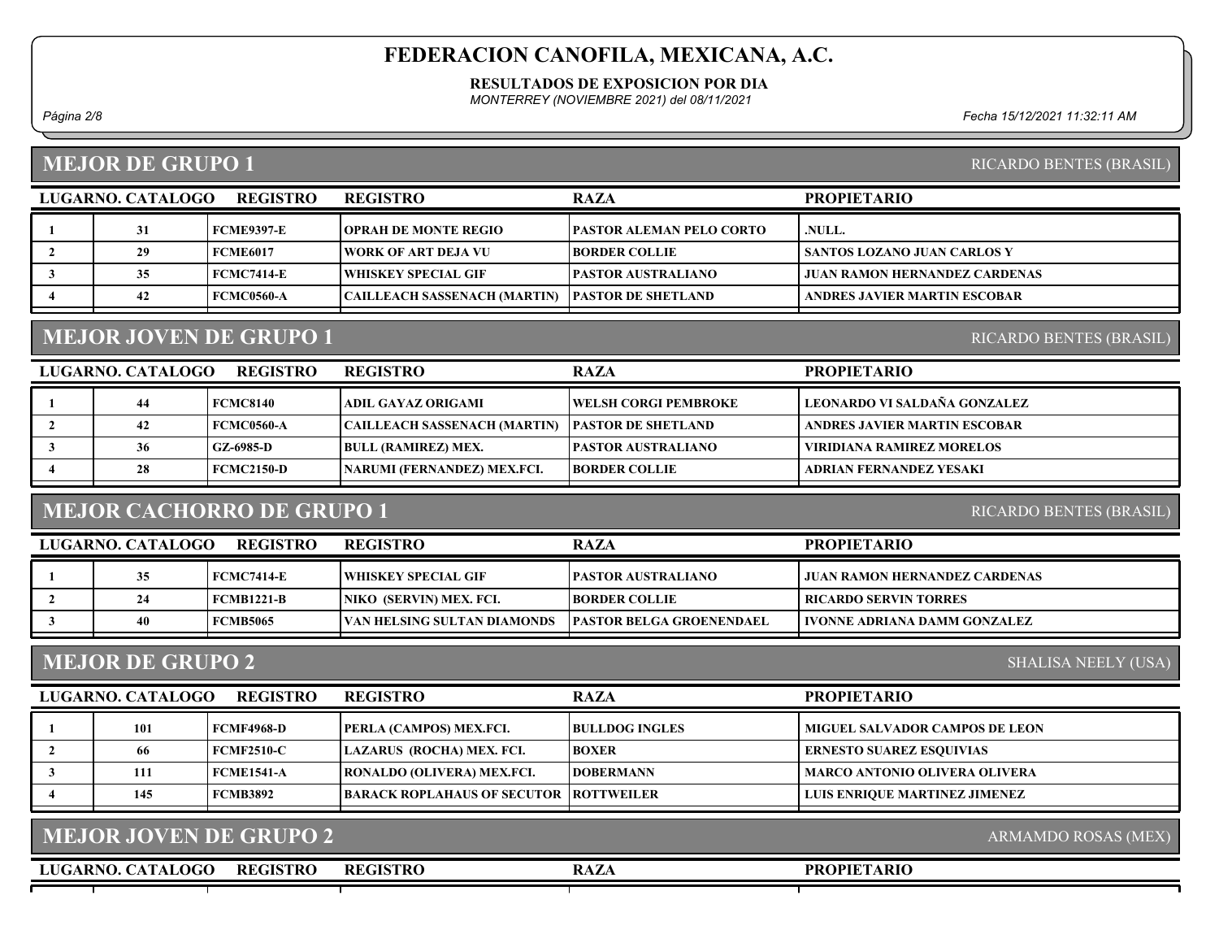# FEDERACION CANOFILA, MEXICANA, A.C.

**RESULTADOS DE EXPOSICION POR DIA**

*MONTERREY (NOVIEMBRE 2021) del 08/11/2021*

*Fecha 15/12/2021 11:32:11 AM*

## MEJOR DE GRUPO 1

RICARDO BENTES (BRASIL)

| LUGAR | NO. CATALOGO | REGISTRO | REGISTRO | RAZA | PROPIETARIO |
|---|---|---|---|---|---|
| 1 | 31 | FCME9397-E | OPRAH DE MONTE REGIO | PASTOR ALEMAN PELO CORTO | .NULL. |
| 2 | 29 | FCME6017 | WORK OF ART DEJA VU | BORDER COLLIE | SANTOS LOZANO JUAN CARLOS Y |
| 3 | 35 | FCMC7414-E | WHISKEY SPECIAL GIF | PASTOR AUSTRALIANO | JUAN RAMON HERNANDEZ CARDENAS |
| 4 | 42 | FCMC0560-A | CAILLEACH SASSENACH (MARTIN) | PASTOR DE SHETLAND | ANDRES JAVIER MARTIN ESCOBAR |

## MEJOR JOVEN DE GRUPO 1

RICARDO BENTES (BRASIL)

| LUGAR | NO. CATALOGO | REGISTRO | REGISTRO | RAZA | PROPIETARIO |
|---|---|---|---|---|---|
| 1 | 44 | FCMC8140 | ADIL GAYAZ ORIGAMI | WELSH CORGI PEMBROKE | LEONARDO VI SALDAÑA GONZALEZ |
| 2 | 42 | FCMC0560-A | CAILLEACH SASSENACH (MARTIN) | PASTOR DE SHETLAND | ANDRES JAVIER MARTIN ESCOBAR |
| 3 | 36 | GZ-6985-D | BULL (RAMIREZ) MEX. | PASTOR AUSTRALIANO | VIRIDIANA RAMIREZ MORELOS |
| 4 | 28 | FCMC2150-D | NARUMI (FERNANDEZ) MEX.FCI. | BORDER COLLIE | ADRIAN FERNANDEZ YESAKI |

## MEJOR CACHORRO DE GRUPO 1

RICARDO BENTES (BRASIL)

| LUGAR | NO. CATALOGO | REGISTRO | REGISTRO | RAZA | PROPIETARIO |
|---|---|---|---|---|---|
| 1 | 35 | FCMC7414-E | WHISKEY SPECIAL GIF | PASTOR AUSTRALIANO | JUAN RAMON HERNANDEZ CARDENAS |
| 2 | 24 | FCMB1221-B | NIKO (SERVIN) MEX. FCI. | BORDER COLLIE | RICARDO SERVIN TORRES |
| 3 | 40 | FCMB5065 | VAN HELSING SULTAN DIAMONDS | PASTOR BELGA GROENENDAEL | IVONNE ADRIANA DAMM GONZALEZ |

## MEJOR DE GRUPO 2

SHALISA NEELY (USA)

| LUGAR | NO. CATALOGO | REGISTRO | REGISTRO | RAZA | PROPIETARIO |
|---|---|---|---|---|---|
| 1 | 101 | FCMF4968-D | PERLA (CAMPOS) MEX.FCI. | BULLDOG INGLES | MIGUEL SALVADOR CAMPOS DE LEON |
| 2 | 66 | FCMF2510-C | LAZARUS (ROCHA) MEX. FCI. | BOXER | ERNESTO SUAREZ ESQUIVIAS |
| 3 | 111 | FCME1541-A | RONALDO (OLIVERA) MEX.FCI. | DOBERMANN | MARCO ANTONIO OLIVERA OLIVERA |
| 4 | 145 | FCMB3892 | BARACK ROPLAHAUS OF SECUTOR | ROTTWEILER | LUIS ENRIQUE MARTINEZ JIMENEZ |

## MEJOR JOVEN DE GRUPO 2

ARMAMDO ROSAS (MEX)

| LUGAR | NO. CATALOGO | REGISTRO | REGISTRO | RAZA | PROPIETARIO |
|---|---|---|---|---|---|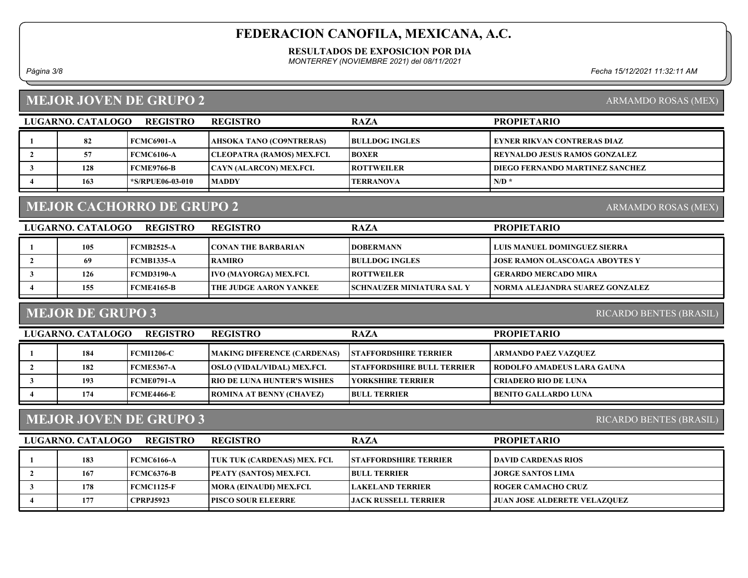# FEDERACION CANOFILA, MEXICANA, A.C.

**RESULTADOS DE EXPOSICION POR DIA**

*MONTERREY (NOVIEMBRE 2021) del 08/11/2021*

## MEJOR JOVEN DE GRUPO 2

ARMAMDO ROSAS (MEX)

| LUGAR | NO. CATALOGO | REGISTRO | REGISTRO | RAZA | PROPIETARIO |
|---|---|---|---|---|---|
| 1 | 82 | FCMC6901-A | AHSOKA TANO (CO9NTRERAS) | BULLDOG INGLES | EYNER RIKVAN CONTRERAS DIAZ |
| 2 | 57 | FCMC6106-A | CLEOPATRA (RAMOS) MEX.FCI. | BOXER | REYNALDO JESUS RAMOS GONZALEZ |
| 3 | 128 | FCME9766-B | CAYN (ALARCON) MEX.FCI. | ROTTWEILER | DIEGO FERNANDO MARTINEZ SANCHEZ |
| 4 | 163 | *S/RPUE06-03-010 | MADDY | TERRANOVA | N/D * |

## MEJOR CACHORRO DE GRUPO 2

ARMAMDO ROSAS (MEX)

| LUGAR | NO. CATALOGO | REGISTRO | REGISTRO | RAZA | PROPIETARIO |
|---|---|---|---|---|---|
| 1 | 105 | FCMB2525-A | CONAN THE BARBARIAN | DOBERMANN | LUIS MANUEL DOMINGUEZ SIERRA |
| 2 | 69 | FCMB1335-A | RAMIRO | BULLDOG INGLES | JOSE RAMON OLASCOAGA ABOYTES Y |
| 3 | 126 | FCMD3190-A | IVO (MAYORGA) MEX.FCI. | ROTTWEILER | GERARDO MERCADO MIRA |
| 4 | 155 | FCME4165-B | THE JUDGE AARON YANKEE | SCHNAUZER MINIATURA SAL Y | NORMA ALEJANDRA SUAREZ GONZALEZ |

## MEJOR DE GRUPO 3

RICARDO BENTES (BRASIL)

| LUGAR | NO. CATALOGO | REGISTRO | REGISTRO | RAZA | PROPIETARIO |
|---|---|---|---|---|---|
| 1 | 184 | FCMI1206-C | MAKING DIFERENCE (CARDENAS) | STAFFORDSHIRE TERRIER | ARMANDO PAEZ VAZQUEZ |
| 2 | 182 | FCME5367-A | OSLO (VIDAL/VIDAL) MEX.FCI. | STAFFORDSHIRE BULL TERRIER | RODOLFO AMADEUS LARA GAUNA |
| 3 | 193 | FCME0791-A | RIO DE LUNA HUNTER'S WISHES | YORKSHIRE TERRIER | CRIADERO RIO DE LUNA |
| 4 | 174 | FCME4466-E | ROMINA AT BENNY (CHAVEZ) | BULL TERRIER | BENITO GALLARDO LUNA |

## MEJOR JOVEN DE GRUPO 3

RICARDO BENTES (BRASIL)

| LUGAR | NO. CATALOGO | REGISTRO | REGISTRO | RAZA | PROPIETARIO |
|---|---|---|---|---|---|
| 1 | 183 | FCMC6166-A | TUK TUK (CARDENAS) MEX. FCI. | STAFFORDSHIRE TERRIER | DAVID CARDENAS RIOS |
| 2 | 167 | FCMC6376-B | PEATY (SANTOS) MEX.FCI. | BULL TERRIER | JORGE SANTOS LIMA |
| 3 | 178 | FCMC1125-F | MORA (EINAUDI) MEX.FCI. | LAKELAND TERRIER | ROGER CAMACHO CRUZ |
| 4 | 177 | CPRPJ5923 | PISCO SOUR ELEERRE | JACK RUSSELL TERRIER | JUAN JOSE ALDERETE VELAZQUEZ |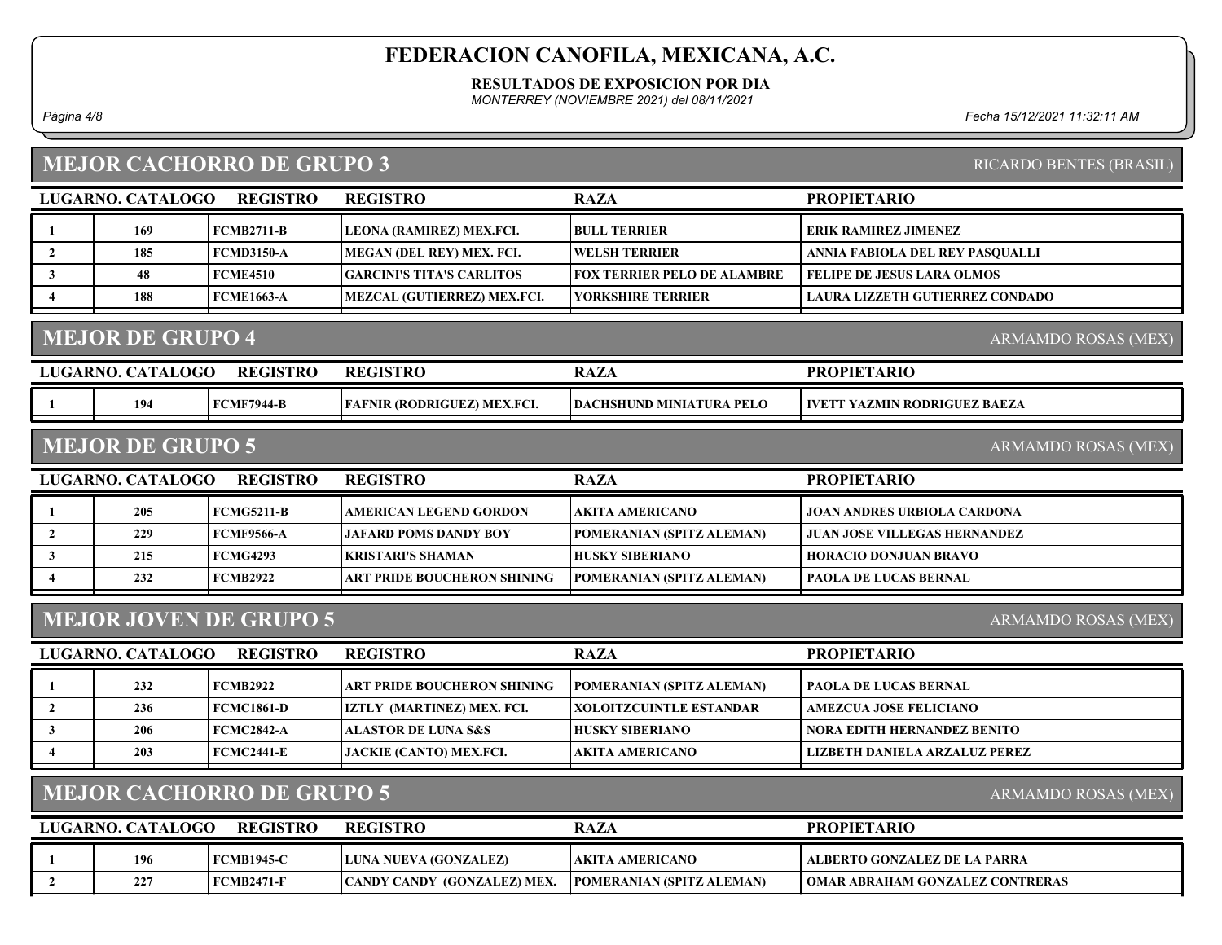# FEDERACION CANOFILA, MEXICANA, A.C.

**RESULTADOS DE EXPOSICION POR DIA**

*MONTERREY (NOVIEMBRE 2021) del 08/11/2021*

*Fecha 15/12/2021 11:32:11 AM*

## MEJOR CACHORRO DE GRUPO 3

RICARDO BENTES (BRASIL)

| LUGAR | NO. CATALOGO | REGISTRO | REGISTRO | RAZA | PROPIETARIO |
|---|---|---|---|---|---|
| 1 | 169 | FCMB2711-B | LEONA (RAMIREZ) MEX.FCI. | BULL TERRIER | ERIK RAMIREZ JIMENEZ |
| 2 | 185 | FCMD3150-A | MEGAN (DEL REY) MEX. FCI. | WELSH TERRIER | ANNIA FABIOLA DEL REY PASQUALLI |
| 3 | 48 | FCME4510 | GARCINI'S TITA'S CARLITOS | FOX TERRIER PELO DE ALAMBRE | FELIPE DE JESUS LARA OLMOS |
| 4 | 188 | FCME1663-A | MEZCAL (GUTIERREZ) MEX.FCI. | YORKSHIRE TERRIER | LAURA LIZZETH GUTIERREZ CONDADO |

## MEJOR DE GRUPO 4

ARMAMDO ROSAS (MEX)

| LUGAR | NO. CATALOGO | REGISTRO | REGISTRO | RAZA | PROPIETARIO |
|---|---|---|---|---|---|
| 1 | 194 | FCMF7944-B | FAFNIR (RODRIGUEZ) MEX.FCI. | DACHSHUND MINIATURA PELO | IVETT YAZMIN RODRIGUEZ BAEZA |

## MEJOR DE GRUPO 5

ARMAMDO ROSAS (MEX)

| LUGAR | NO. CATALOGO | REGISTRO | REGISTRO | RAZA | PROPIETARIO |
|---|---|---|---|---|---|
| 1 | 205 | FCMG5211-B | AMERICAN LEGEND GORDON | AKITA AMERICANO | JOAN ANDRES URBIOLA CARDONA |
| 2 | 229 | FCMF9566-A | JAFARD POMS DANDY BOY | POMERANIAN (SPITZ ALEMAN) | JUAN JOSE VILLEGAS HERNANDEZ |
| 3 | 215 | FCMG4293 | KRISTARI'S SHAMAN | HUSKY SIBERIANO | HORACIO DONJUAN BRAVO |
| 4 | 232 | FCMB2922 | ART PRIDE BOUCHERON SHINING | POMERANIAN (SPITZ ALEMAN) | PAOLA DE LUCAS BERNAL |

## MEJOR JOVEN DE GRUPO 5

ARMAMDO ROSAS (MEX)

| LUGAR | NO. CATALOGO | REGISTRO | REGISTRO | RAZA | PROPIETARIO |
|---|---|---|---|---|---|
| 1 | 232 | FCMB2922 | ART PRIDE BOUCHERON SHINING | POMERANIAN (SPITZ ALEMAN) | PAOLA DE LUCAS BERNAL |
| 2 | 236 | FCMC1861-D | IZTLY (MARTINEZ) MEX. FCI. | XOLOITZCUINTLE ESTANDAR | AMEZCUA JOSE FELICIANO |
| 3 | 206 | FCMC2842-A | ALASTOR DE LUNA S&S | HUSKY SIBERIANO | NORA EDITH HERNANDEZ BENITO |
| 4 | 203 | FCMC2441-E | JACKIE (CANTO) MEX.FCI. | AKITA AMERICANO | LIZBETH DANIELA ARZALUZ PEREZ |

## MEJOR CACHORRO DE GRUPO 5

ARMAMDO ROSAS (MEX)

| LUGAR | NO. CATALOGO | REGISTRO | REGISTRO | RAZA | PROPIETARIO |
|---|---|---|---|---|---|
| 1 | 196 | FCMB1945-C | LUNA NUEVA (GONZALEZ) | AKITA AMERICANO | ALBERTO GONZALEZ DE LA PARRA |
| 2 | 227 | FCMB2471-F | CANDY CANDY (GONZALEZ) MEX. | POMERANIAN (SPITZ ALEMAN) | OMAR ABRAHAM GONZALEZ CONTRERAS |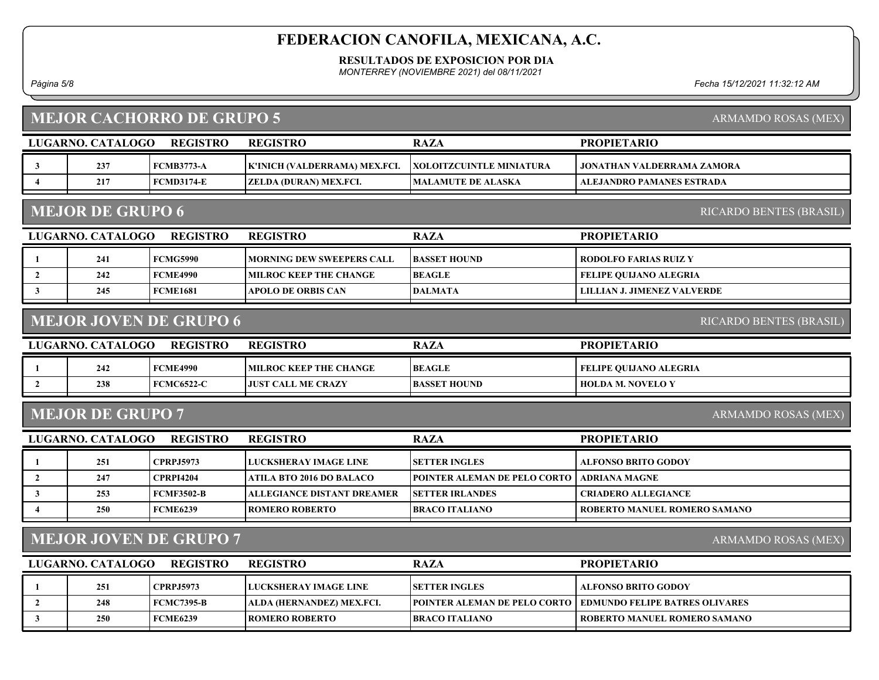# FEDERACION CANOFILA, MEXICANA, A.C.

**RESULTADOS DE EXPOSICION POR DIA**

*MONTERREY (NOVIEMBRE 2021) del 08/11/2021*

## MEJOR CACHORRO DE GRUPO 5

ARMAMDO ROSAS (MEX)

| LUGAR | NO. CATALOGO | REGISTRO | REGISTRO | RAZA | PROPIETARIO |
|---|---|---|---|---|---|
| 3 | 237 | FCMB3773-A | K'INICH (VALDERRAMA) MEX.FCI. | XOLOITZCUINTLE MINIATURA | JONATHAN VALDERRAMA ZAMORA |
| 4 | 217 | FCMD3174-E | ZELDA (DURAN) MEX.FCI. | MALAMUTE DE ALASKA | ALEJANDRO PAMANES ESTRADA |

## MEJOR DE GRUPO 6

RICARDO BENTES (BRASIL)

| LUGAR | NO. CATALOGO | REGISTRO | REGISTRO | RAZA | PROPIETARIO |
|---|---|---|---|---|---|
| 1 | 241 | FCMG5990 | MORNING DEW SWEEPERS CALL | BASSET HOUND | RODOLFO FARIAS RUIZ Y |
| 2 | 242 | FCME4990 | MILROC KEEP THE CHANGE | BEAGLE | FELIPE QUIJANO ALEGRIA |
| 3 | 245 | FCME1681 | APOLO DE ORBIS CAN | DALMATA | LILLIAN J. JIMENEZ VALVERDE |

## MEJOR JOVEN DE GRUPO 6

RICARDO BENTES (BRASIL)

| LUGAR | NO. CATALOGO | REGISTRO | REGISTRO | RAZA | PROPIETARIO |
|---|---|---|---|---|---|
| 1 | 242 | FCME4990 | MILROC KEEP THE CHANGE | BEAGLE | FELIPE QUIJANO ALEGRIA |
| 2 | 238 | FCMC6522-C | JUST CALL ME CRAZY | BASSET HOUND | HOLDA M. NOVELO Y |

## MEJOR DE GRUPO 7

ARMAMDO ROSAS (MEX)

| LUGAR | NO. CATALOGO | REGISTRO | REGISTRO | RAZA | PROPIETARIO |
|---|---|---|---|---|---|
| 1 | 251 | CPRPJ5973 | LUCKSHERAY IMAGE LINE | SETTER INGLES | ALFONSO BRITO GODOY |
| 2 | 247 | CPRPI4204 | ATILA BTO 2016 DO BALACO | POINTER ALEMAN DE PELO CORTO | ADRIANA MAGNE |
| 3 | 253 | FCMF3502-B | ALLEGIANCE DISTANT DREAMER | SETTER IRLANDES | CRIADERO ALLEGIANCE |
| 4 | 250 | FCME6239 | ROMERO ROBERTO | BRACO ITALIANO | ROBERTO MANUEL ROMERO SAMANO |

## MEJOR JOVEN DE GRUPO 7

ARMAMDO ROSAS (MEX)

| LUGAR | NO. CATALOGO | REGISTRO | REGISTRO | RAZA | PROPIETARIO |
|---|---|---|---|---|---|
| 1 | 251 | CPRPJ5973 | LUCKSHERAY IMAGE LINE | SETTER INGLES | ALFONSO BRITO GODOY |
| 2 | 248 | FCMC7395-B | ALDA (HERNANDEZ) MEX.FCI. | POINTER ALEMAN DE PELO CORTO | EDMUNDO FELIPE BATRES OLIVARES |
| 3 | 250 | FCME6239 | ROMERO ROBERTO | BRACO ITALIANO | ROBERTO MANUEL ROMERO SAMANO |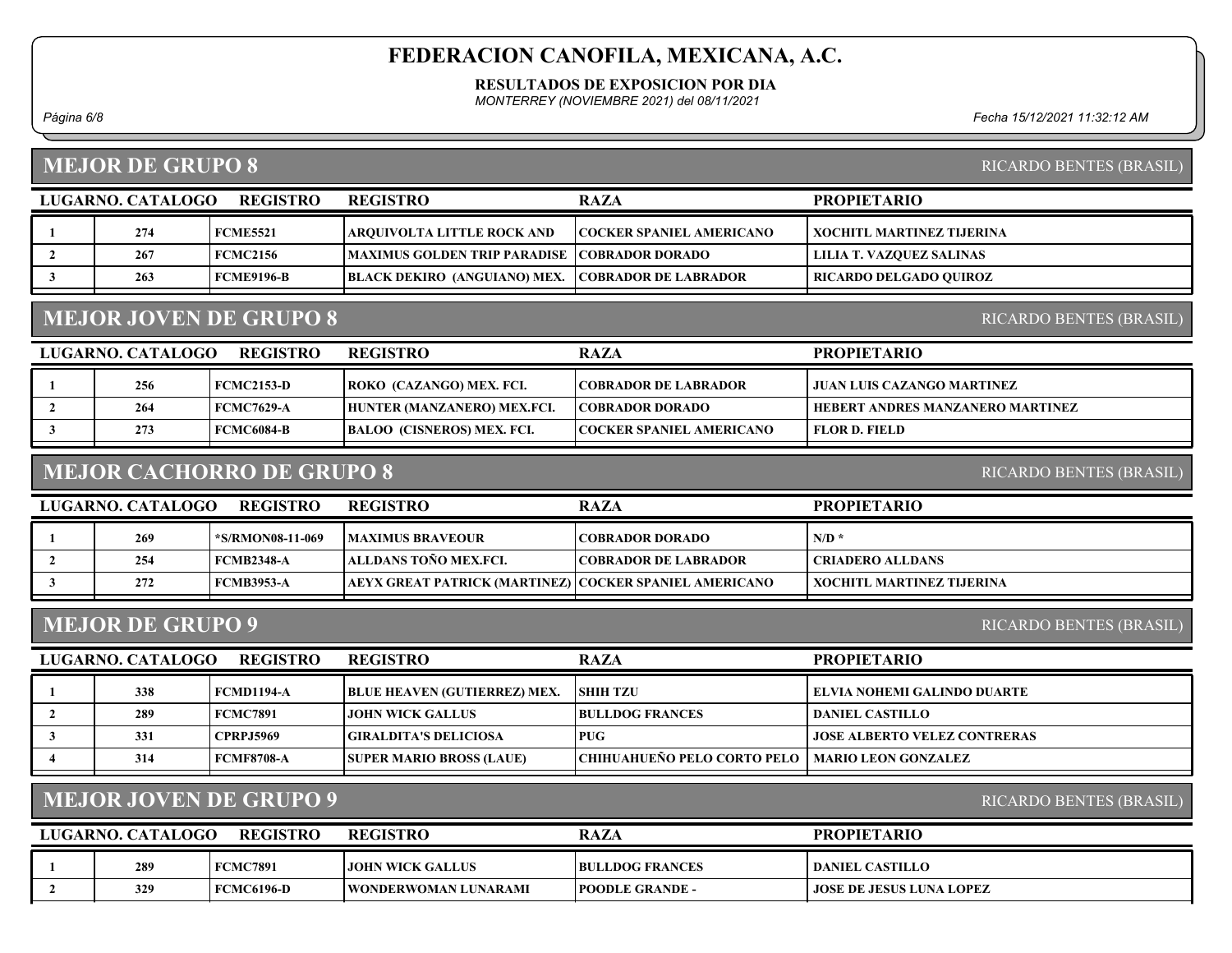# FEDERACION CANOFILA, MEXICANA, A.C.

**RESULTADOS DE EXPOSICION POR DIA**

*MONTERREY (NOVIEMBRE 2021) del 08/11/2021*

*Fecha 15/12/2021 11:32:12 AM*

## MEJOR DE GRUPO 8

RICARDO BENTES (BRASIL)

| LUGAR | NO. CATALOGO | REGISTRO | REGISTRO | RAZA | PROPIETARIO |
|---|---|---|---|---|---|
| 1 | 274 | FCME5521 | ARQUIVOLTA LITTLE ROCK AND | COCKER SPANIEL AMERICANO | XOCHITL MARTINEZ TIJERINA |
| 2 | 267 | FCMC2156 | MAXIMUS GOLDEN TRIP PARADISE | COBRADOR DORADO | LILIA T. VAZQUEZ SALINAS |
| 3 | 263 | FCME9196-B | BLACK DEKIRO (ANGUIANO) MEX. | COBRADOR DE LABRADOR | RICARDO DELGADO QUIROZ |

## MEJOR JOVEN DE GRUPO 8

RICARDO BENTES (BRASIL)

| LUGAR | NO. CATALOGO | REGISTRO | REGISTRO | RAZA | PROPIETARIO |
|---|---|---|---|---|---|
| 1 | 256 | FCMC2153-D | ROKO (CAZANGO) MEX. FCI. | COBRADOR DE LABRADOR | JUAN LUIS CAZANGO MARTINEZ |
| 2 | 264 | FCMC7629-A | HUNTER (MANZANERO) MEX.FCI. | COBRADOR DORADO | HEBERT ANDRES MANZANERO MARTINEZ |
| 3 | 273 | FCMC6084-B | BALOO (CISNEROS) MEX. FCI. | COCKER SPANIEL AMERICANO | FLOR D. FIELD |

## MEJOR CACHORRO DE GRUPO 8

RICARDO BENTES (BRASIL)

| LUGAR | NO. CATALOGO | REGISTRO | REGISTRO | RAZA | PROPIETARIO |
|---|---|---|---|---|---|
| 1 | 269 | *S/RMON08-11-069 | MAXIMUS BRAVEOUR | COBRADOR DORADO | N/D * |
| 2 | 254 | FCMB2348-A | ALLDANS TOÑO MEX.FCI. | COBRADOR DE LABRADOR | CRIADERO ALLDANS |
| 3 | 272 | FCMB3953-A | AEYX GREAT PATRICK (MARTINEZ) | COCKER SPANIEL AMERICANO | XOCHITL MARTINEZ TIJERINA |

## MEJOR DE GRUPO 9

RICARDO BENTES (BRASIL)

| LUGAR | NO. CATALOGO | REGISTRO | REGISTRO | RAZA | PROPIETARIO |
|---|---|---|---|---|---|
| 1 | 338 | FCMD1194-A | BLUE HEAVEN (GUTIERREZ) MEX. | SHIH TZU | ELVIA NOHEMI GALINDO DUARTE |
| 2 | 289 | FCMC7891 | JOHN WICK GALLUS | BULLDOG FRANCES | DANIEL CASTILLO |
| 3 | 331 | CPRPJ5969 | GIRALDITA'S DELICIOSA | PUG | JOSE ALBERTO VELEZ CONTRERAS |
| 4 | 314 | FCMF8708-A | SUPER MARIO BROSS (LAUE) | CHIHUAHUEÑO PELO CORTO PELO | MARIO LEON GONZALEZ |

## MEJOR JOVEN DE GRUPO 9

RICARDO BENTES (BRASIL)

| LUGAR | NO. CATALOGO | REGISTRO | REGISTRO | RAZA | PROPIETARIO |
|---|---|---|---|---|---|
| 1 | 289 | FCMC7891 | JOHN WICK GALLUS | BULLDOG FRANCES | DANIEL CASTILLO |
| 2 | 329 | FCMC6196-D | WONDERWOMAN LUNARAMI | POODLE GRANDE - | JOSE DE JESUS LUNA LOPEZ |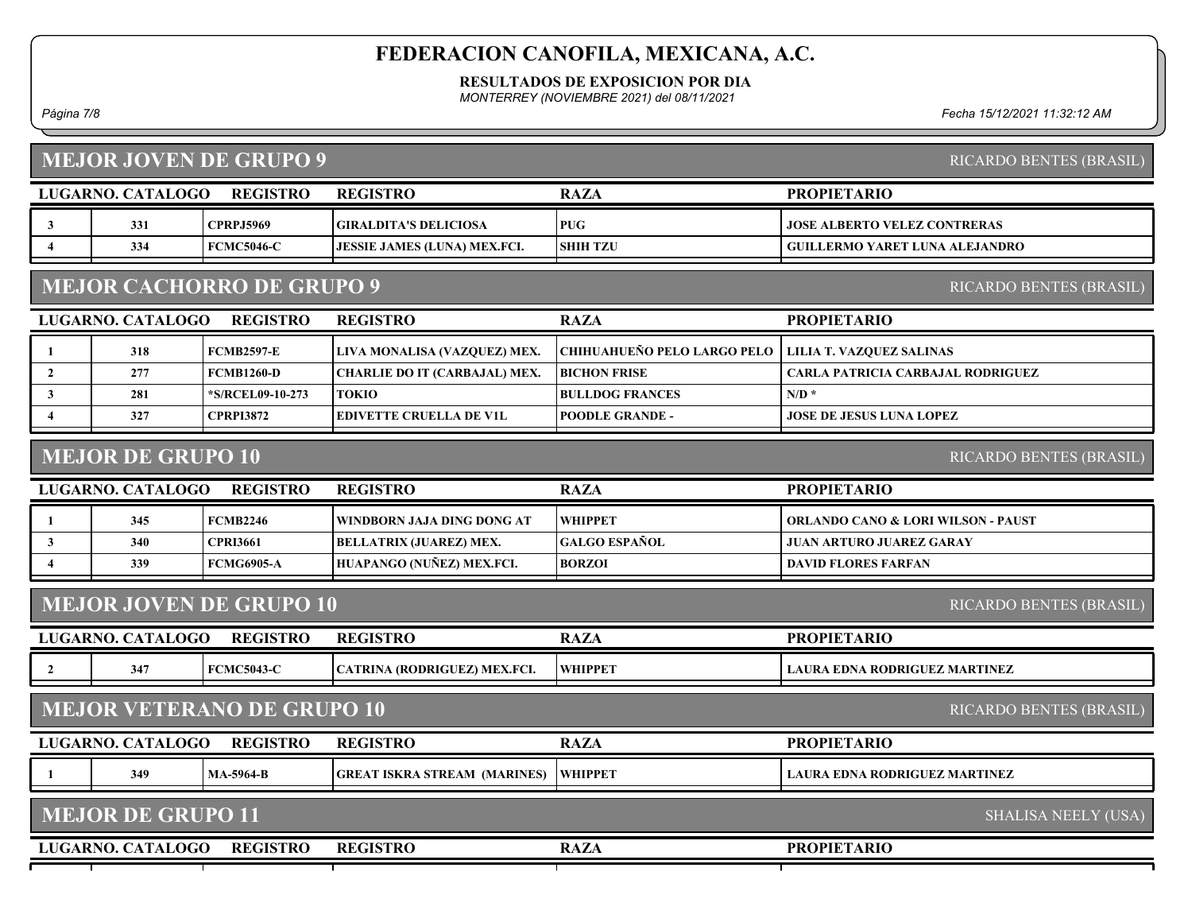## MEJOR JOVEN DE GRUPO 9

RICARDO BENTES (BRASIL)

| LUGAR | NO. CATALOGO | REGISTRO | REGISTRO | RAZA | PROPIETARIO |
|---|---|---|---|---|---|
| 3 | 331 | CPRPJ5969 | GIRALDITA'S DELICIOSA | PUG | JOSE ALBERTO VELEZ CONTRERAS |
| 4 | 334 | FCMC5046-C | JESSIE JAMES (LUNA) MEX.FCI. | SHIH TZU | GUILLERMO YARET LUNA ALEJANDRO |

## MEJOR CACHORRO DE GRUPO 9

RICARDO BENTES (BRASIL)

| LUGAR | NO. CATALOGO | REGISTRO | REGISTRO | RAZA | PROPIETARIO |
|---|---|---|---|---|---|
| 1 | 318 | FCMB2597-E | LIVA MONALISA (VAZQUEZ) MEX. | CHIHUAHUEÑO PELO LARGO PELO | LILIA T. VAZQUEZ SALINAS |
| 2 | 277 | FCMB1260-D | CHARLIE DO IT (CARBAJAL) MEX. | BICHON FRISE | CARLA PATRICIA CARBAJAL RODRIGUEZ |
| 3 | 281 | *S/RCEL09-10-273 | TOKIO | BULLDOG FRANCES | N/D * |
| 4 | 327 | CPRPI3872 | EDIVETTE CRUELLA DE V1L | POODLE GRANDE - | JOSE DE JESUS LUNA LOPEZ |

## MEJOR DE GRUPO 10

RICARDO BENTES (BRASIL)

| LUGAR | NO. CATALOGO | REGISTRO | REGISTRO | RAZA | PROPIETARIO |
|---|---|---|---|---|---|
| 1 | 345 | FCMB2246 | WINDBORN JAJA DING DONG AT | WHIPPET | ORLANDO CANO & LORI WILSON - PAUST |
| 3 | 340 | CPRI3661 | BELLATRIX (JUAREZ) MEX. | GALGO ESPAÑOL | JUAN ARTURO JUAREZ GARAY |
| 4 | 339 | FCMG6905-A | HUAPANGO (NUÑEZ) MEX.FCI. | BORZOI | DAVID FLORES FARFAN |

## MEJOR JOVEN DE GRUPO 10

RICARDO BENTES (BRASIL)

| LUGAR | NO. CATALOGO | REGISTRO | REGISTRO | RAZA | PROPIETARIO |
|---|---|---|---|---|---|
| 2 | 347 | FCMC5043-C | CATRINA (RODRIGUEZ) MEX.FCI. | WHIPPET | LAURA EDNA RODRIGUEZ MARTINEZ |

## MEJOR VETERANO DE GRUPO 10

RICARDO BENTES (BRASIL)

| LUGAR | NO. CATALOGO | REGISTRO | REGISTRO | RAZA | PROPIETARIO |
|---|---|---|---|---|---|
| 1 | 349 | MA-5964-B | GREAT ISKRA STREAM (MARINES) | WHIPPET | LAURA EDNA RODRIGUEZ MARTINEZ |

## MEJOR DE GRUPO 11

SHALISA NEELY (USA)

| LUGAR | NO. CATALOGO | REGISTRO | REGISTRO | RAZA | PROPIETARIO |
|---|---|---|---|---|---|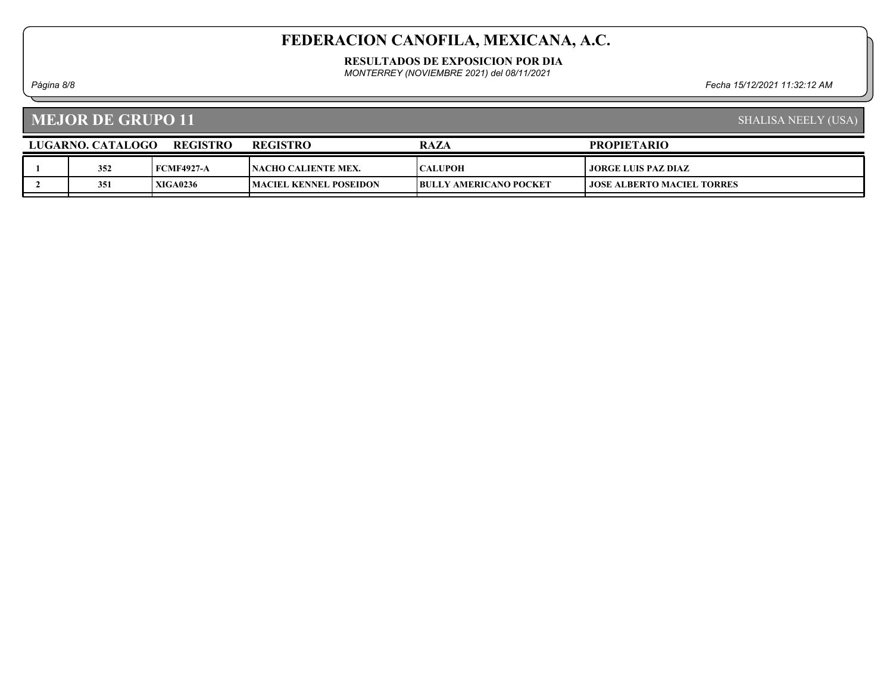# FEDERACION CANOFILA, MEXICANA, A.C.

**RESULTADOS DE EXPOSICION POR DIA**

*MONTERREY (NOVIEMBRE 2021) del 08/11/2021*

*Fecha 15/12/2021 11:32:12 AM*

## MEJOR DE GRUPO 11

SHALISA NEELY (USA)

| LUGAR | NO. CATALOGO | REGISTRO | REGISTRO | RAZA | PROPIETARIO |
|---|---|---|---|---|---|
| 1 | 352 | FCMF4927-A | NACHO CALIENTE MEX. | CALUPOH | JORGE LUIS PAZ DIAZ |
| 2 | 351 | XIGA0236 | MACIEL KENNEL POSEIDON | BULLY AMERICANO POCKET | JOSE ALBERTO MACIEL TORRES |